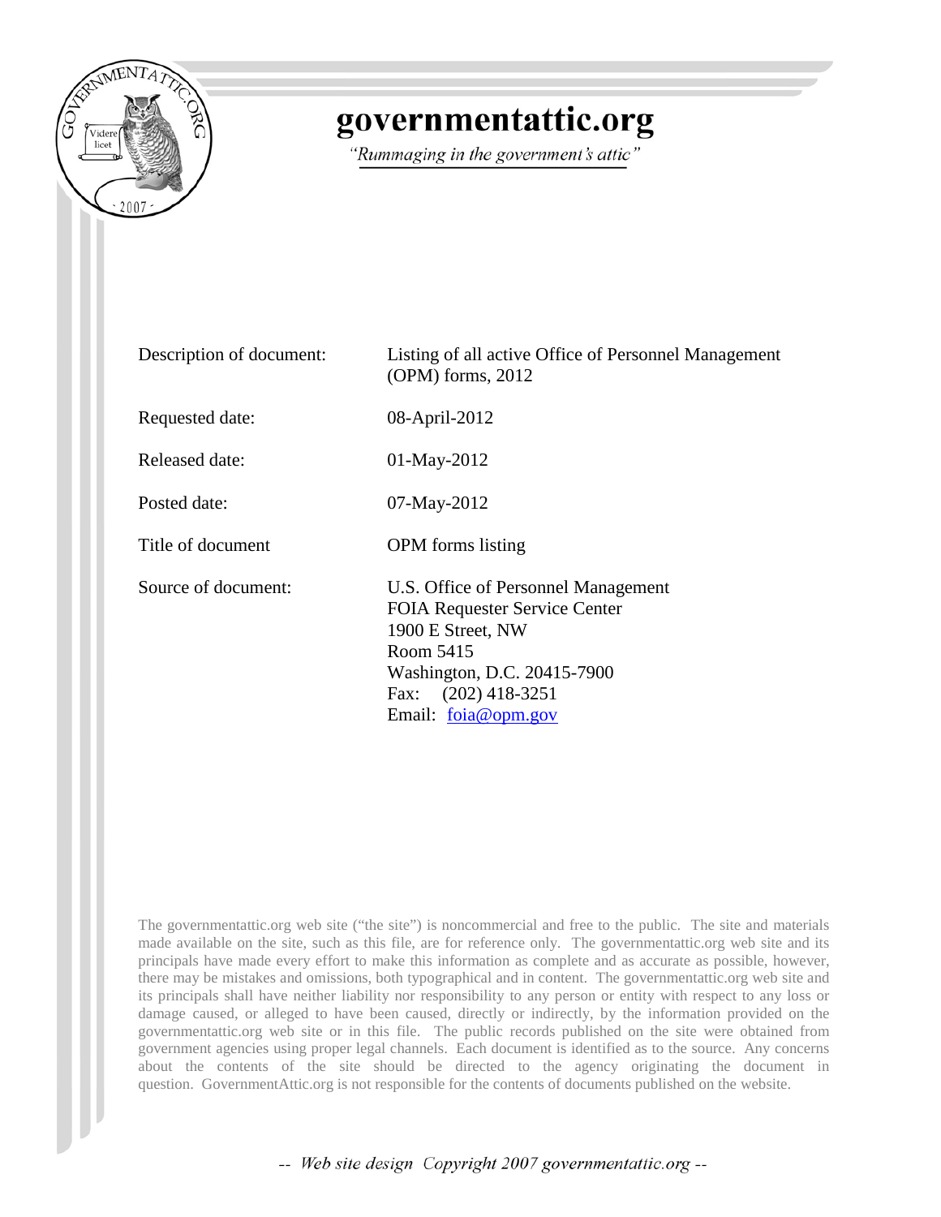# governmentattic.org

*"Rummaging in the government's attic"*

| | |
|---|---|
| Description of document: | Listing of all active Office of Personnel Management (OPM) forms, 2012 |
| Requested date: | 08-April-2012 |
| Released date: | 01-May-2012 |
| Posted date: | 07-May-2012 |
| Title of document | OPM forms listing |
| Source of document: | U.S. Office of Personnel Management<br>FOIA Requester Service Center<br>1900 E Street, NW<br>Room 5415<br>Washington, D.C. 20415-7900<br>Fax: (202) 418-3251<br>Email: foia@opm.gov |

The governmentattic.org web site ("the site") is noncommercial and free to the public. The site and materials made available on the site, such as this file, are for reference only. The governmentattic.org web site and its principals have made every effort to make this information as complete and as accurate as possible, however, there may be mistakes and omissions, both typographical and in content. The governmentattic.org web site and its principals shall have neither liability nor responsibility to any person or entity with respect to any loss or damage caused, or alleged to have been caused, directly or indirectly, by the information provided on the governmentattic.org web site or in this file. The public records published on the site were obtained from government agencies using proper legal channels. Each document is identified as to the source. Any concerns about the contents of the site should be directed to the agency originating the document in question. GovernmentAttic.org is not responsible for the contents of documents published on the website.

*-- Web site design Copyright 2007 governmentattic.org --*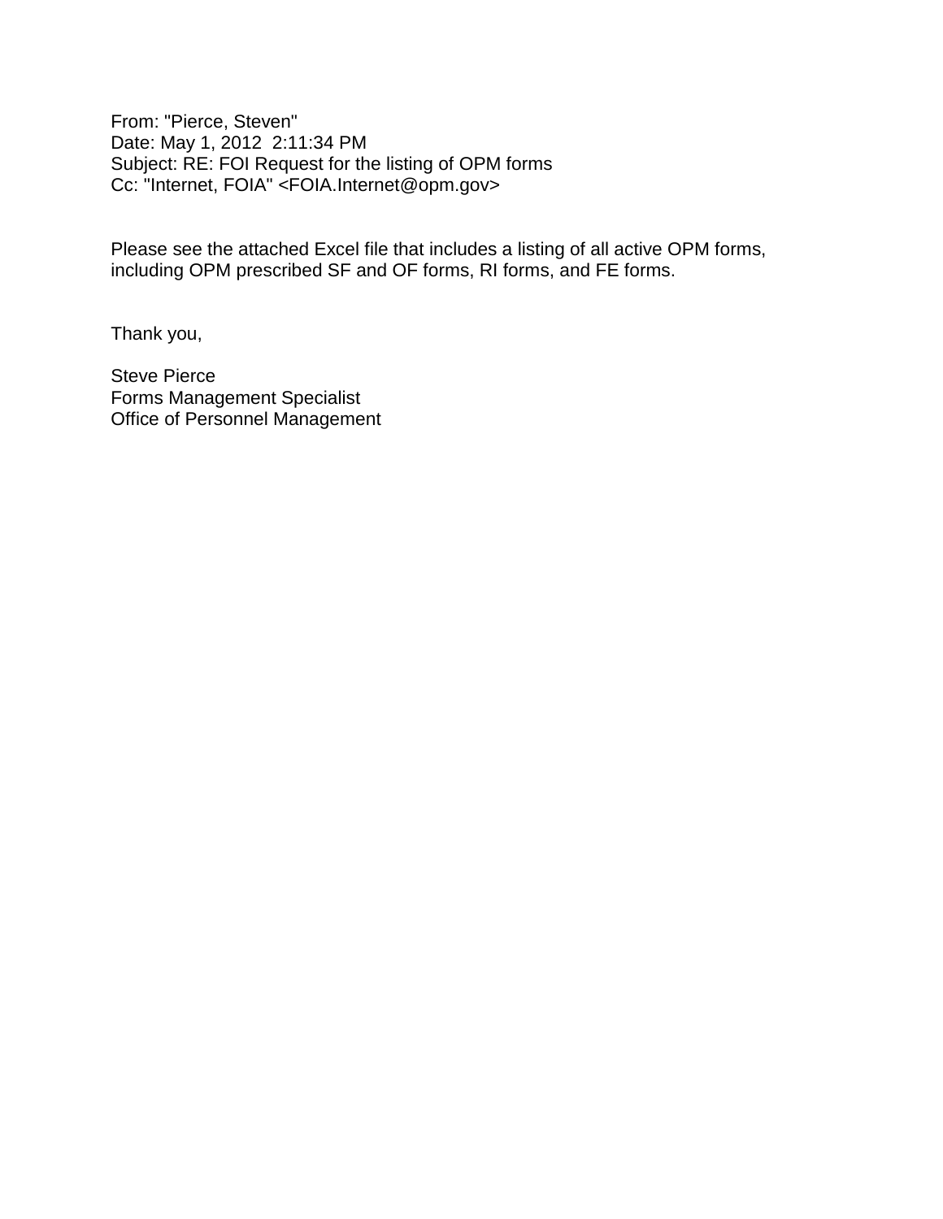From: "Pierce, Steven"
Date: May 1, 2012 2:11:34 PM
Subject: RE: FOI Request for the listing of OPM forms
Cc: "Internet, FOIA" <FOIA.Internet@opm.gov>

Please see the attached Excel file that includes a listing of all active OPM forms, including OPM prescribed SF and OF forms, RI forms, and FE forms.

Thank you,

Steve Pierce
Forms Management Specialist
Office of Personnel Management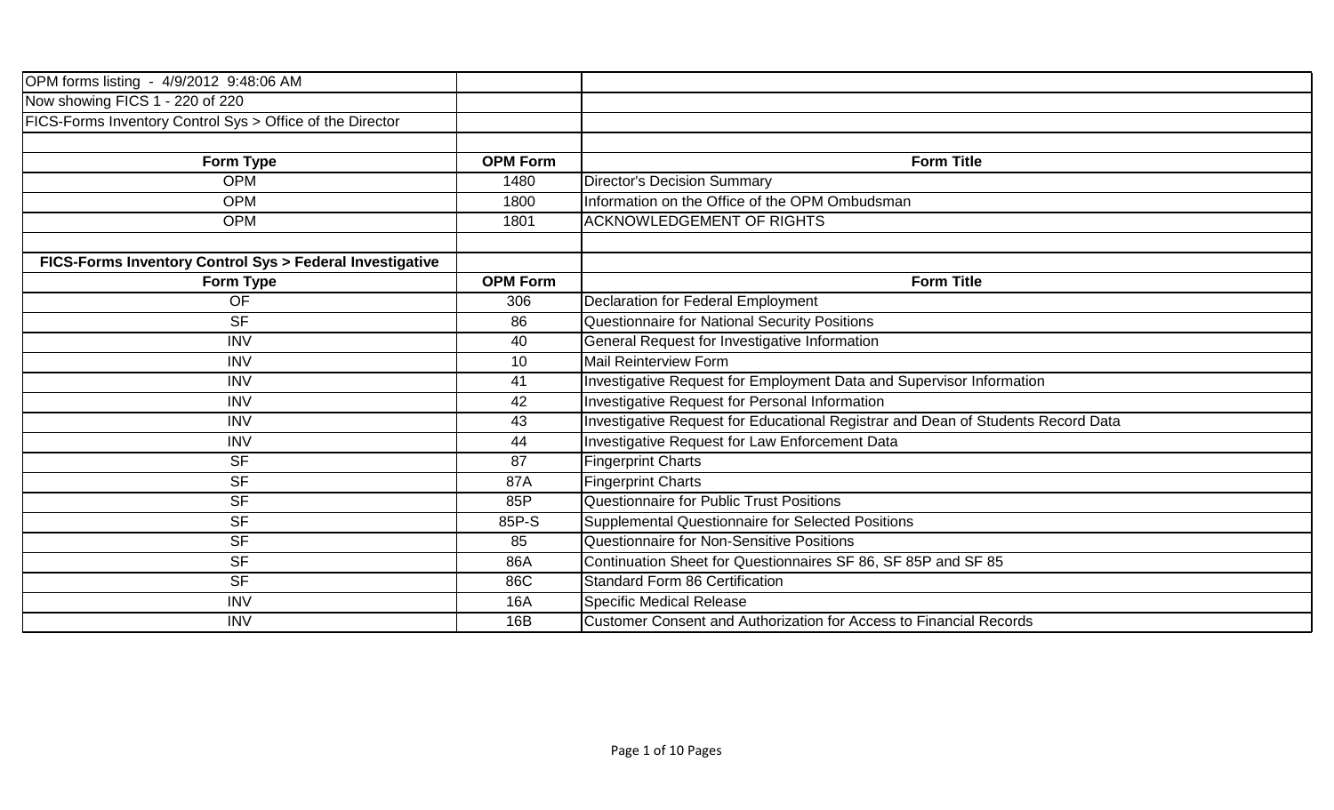| OPM forms listing - 4/9/2012 9:48:06 AM | | |
|---|---|---|
| Now showing FICS 1 - 220 of 220 | | |
| FICS-Forms Inventory Control Sys > Office of the Director | | |
| | | |
| **Form Type** | **OPM Form** | **Form Title** |
| OPM | 1480 | Director's Decision Summary |
| OPM | 1800 | Information on the Office of the OPM Ombudsman |
| OPM | 1801 | ACKNOWLEDGEMENT OF RIGHTS |
| | | |
| **FICS-Forms Inventory Control Sys > Federal Investigative** | | |
| **Form Type** | **OPM Form** | **Form Title** |
| OF | 306 | Declaration for Federal Employment |
| SF | 86 | Questionnaire for National Security Positions |
| INV | 40 | General Request for Investigative Information |
| INV | 10 | Mail Reinterview Form |
| INV | 41 | Investigative Request for Employment Data and Supervisor Information |
| INV | 42 | Investigative Request for Personal Information |
| INV | 43 | Investigative Request for Educational Registrar and Dean of Students Record Data |
| INV | 44 | Investigative Request for Law Enforcement Data |
| SF | 87 | Fingerprint Charts |
| SF | 87A | Fingerprint Charts |
| SF | 85P | Questionnaire for Public Trust Positions |
| SF | 85P-S | Supplemental Questionnaire for Selected Positions |
| SF | 85 | Questionnaire for Non-Sensitive Positions |
| SF | 86A | Continuation Sheet for Questionnaires SF 86, SF 85P and SF 85 |
| SF | 86C | Standard Form 86 Certification |
| INV | 16A | Specific Medical Release |
| INV | 16B | Customer Consent and Authorization for Access to Financial Records |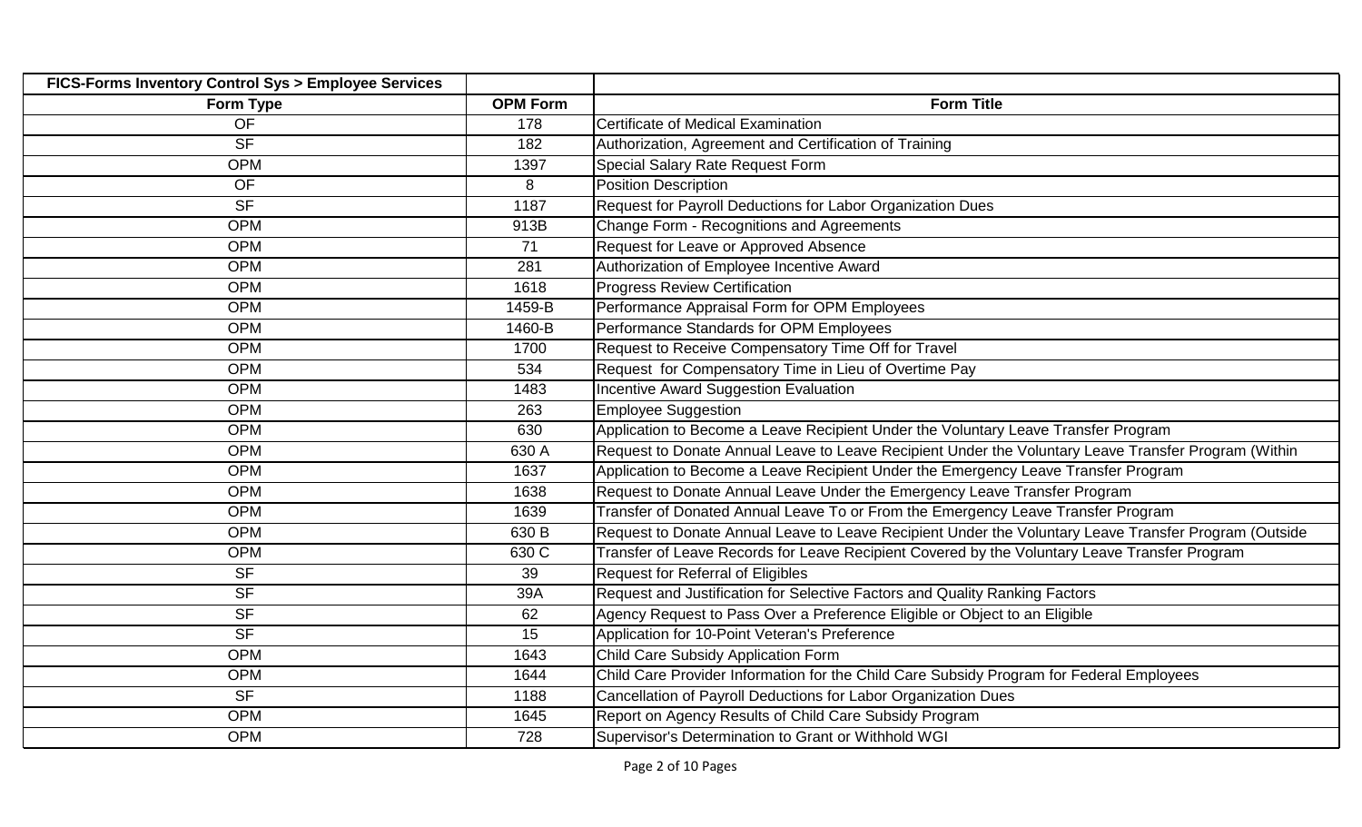| FICS-Forms Inventory Control Sys > Employee Services | | |
|---|---|---|
| **Form Type** | **OPM Form** | **Form Title** |
| OF | 178 | Certificate of Medical Examination |
| SF | 182 | Authorization, Agreement and Certification of Training |
| OPM | 1397 | Special Salary Rate Request Form |
| OF | 8 | Position Description |
| SF | 1187 | Request for Payroll Deductions for Labor Organization Dues |
| OPM | 913B | Change Form - Recognitions and Agreements |
| OPM | 71 | Request for Leave or Approved Absence |
| OPM | 281 | Authorization of Employee Incentive Award |
| OPM | 1618 | Progress Review Certification |
| OPM | 1459-B | Performance Appraisal Form for OPM Employees |
| OPM | 1460-B | Performance Standards for OPM Employees |
| OPM | 1700 | Request to Receive Compensatory Time Off for Travel |
| OPM | 534 | Request for Compensatory Time in Lieu of Overtime Pay |
| OPM | 1483 | Incentive Award Suggestion Evaluation |
| OPM | 263 | Employee Suggestion |
| OPM | 630 | Application to Become a Leave Recipient Under the Voluntary Leave Transfer Program |
| OPM | 630 A | Request to Donate Annual Leave to Leave Recipient Under the Voluntary Leave Transfer Program (Within |
| OPM | 1637 | Application to Become a Leave Recipient Under the Emergency Leave Transfer Program |
| OPM | 1638 | Request to Donate Annual Leave Under the Emergency Leave Transfer Program |
| OPM | 1639 | Transfer of Donated Annual Leave To or From the Emergency Leave Transfer Program |
| OPM | 630 B | Request to Donate Annual Leave to Leave Recipient Under the Voluntary Leave Transfer Program (Outside |
| OPM | 630 C | Transfer of Leave Records for Leave Recipient Covered by the Voluntary Leave Transfer Program |
| SF | 39 | Request for Referral of Eligibles |
| SF | 39A | Request and Justification for Selective Factors and Quality Ranking Factors |
| SF | 62 | Agency Request to Pass Over a Preference Eligible or Object to an Eligible |
| SF | 15 | Application for 10-Point Veteran's Preference |
| OPM | 1643 | Child Care Subsidy Application Form |
| OPM | 1644 | Child Care Provider Information for the Child Care Subsidy Program for Federal Employees |
| SF | 1188 | Cancellation of Payroll Deductions for Labor Organization Dues |
| OPM | 1645 | Report on Agency Results of Child Care Subsidy Program |
| OPM | 728 | Supervisor's Determination to Grant or Withhold WGI |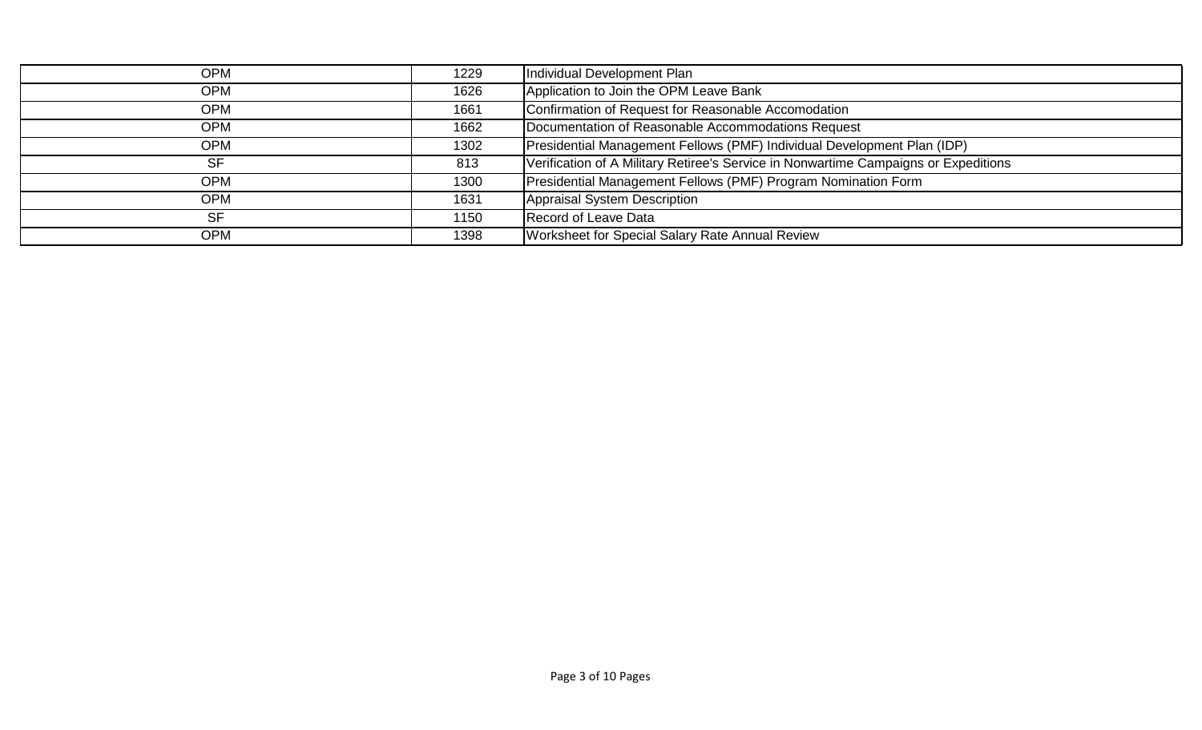| | | |
|---|---|---|
| OPM | 1229 | Individual Development Plan |
| OPM | 1626 | Application to Join the OPM Leave Bank |
| OPM | 1661 | Confirmation of Request for Reasonable Accomodation |
| OPM | 1662 | Documentation of Reasonable Accommodations Request |
| OPM | 1302 | Presidential Management Fellows (PMF) Individual Development Plan (IDP) |
| SF | 813 | Verification of A Military Retiree's Service in Nonwartime Campaigns or Expeditions |
| OPM | 1300 | Presidential Management Fellows (PMF) Program Nomination Form |
| OPM | 1631 | Appraisal System Description |
| SF | 1150 | Record of Leave Data |
| OPM | 1398 | Worksheet for Special Salary Rate Annual Review |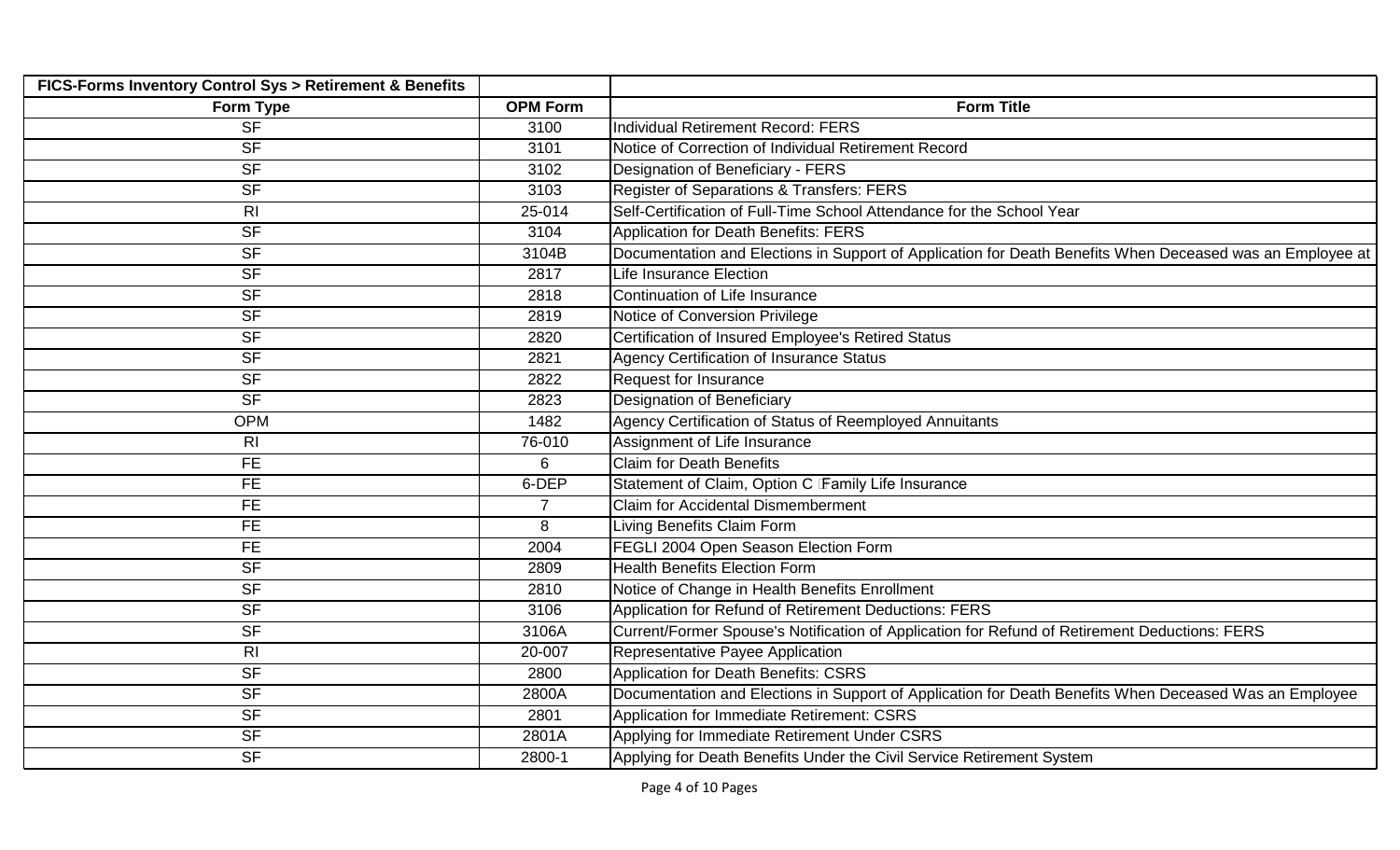| FICS-Forms Inventory Control Sys > Retirement & Benefits | | |
|---|---|---|
| **Form Type** | **OPM Form** | **Form Title** |
| SF | 3100 | Individual Retirement Record: FERS |
| SF | 3101 | Notice of Correction of Individual Retirement Record |
| SF | 3102 | Designation of Beneficiary - FERS |
| SF | 3103 | Register of Separations & Transfers: FERS |
| RI | 25-014 | Self-Certification of Full-Time School Attendance for the School Year |
| SF | 3104 | Application for Death Benefits: FERS |
| SF | 3104B | Documentation and Elections in Support of Application for Death Benefits When Deceased was an Employee at |
| SF | 2817 | Life Insurance Election |
| SF | 2818 | Continuation of Life Insurance |
| SF | 2819 | Notice of Conversion Privilege |
| SF | 2820 | Certification of Insured Employee's Retired Status |
| SF | 2821 | Agency Certification of Insurance Status |
| SF | 2822 | Request for Insurance |
| SF | 2823 | Designation of Beneficiary |
| OPM | 1482 | Agency Certification of Status of Reemployed Annuitants |
| RI | 76-010 | Assignment of Life Insurance |
| FE | 6 | Claim for Death Benefits |
| FE | 6-DEP | Statement of Claim, Option C Family Life Insurance |
| FE | 7 | Claim for Accidental Dismemberment |
| FE | 8 | Living Benefits Claim Form |
| FE | 2004 | FEGLI 2004 Open Season Election Form |
| SF | 2809 | Health Benefits Election Form |
| SF | 2810 | Notice of Change in Health Benefits Enrollment |
| SF | 3106 | Application for Refund of Retirement Deductions: FERS |
| SF | 3106A | Current/Former Spouse's Notification of Application for Refund of Retirement Deductions: FERS |
| RI | 20-007 | Representative Payee Application |
| SF | 2800 | Application for Death Benefits: CSRS |
| SF | 2800A | Documentation and Elections in Support of Application for Death Benefits When Deceased Was an Employee |
| SF | 2801 | Application for Immediate Retirement: CSRS |
| SF | 2801A | Applying for Immediate Retirement Under CSRS |
| SF | 2800-1 | Applying for Death Benefits Under the Civil Service Retirement System |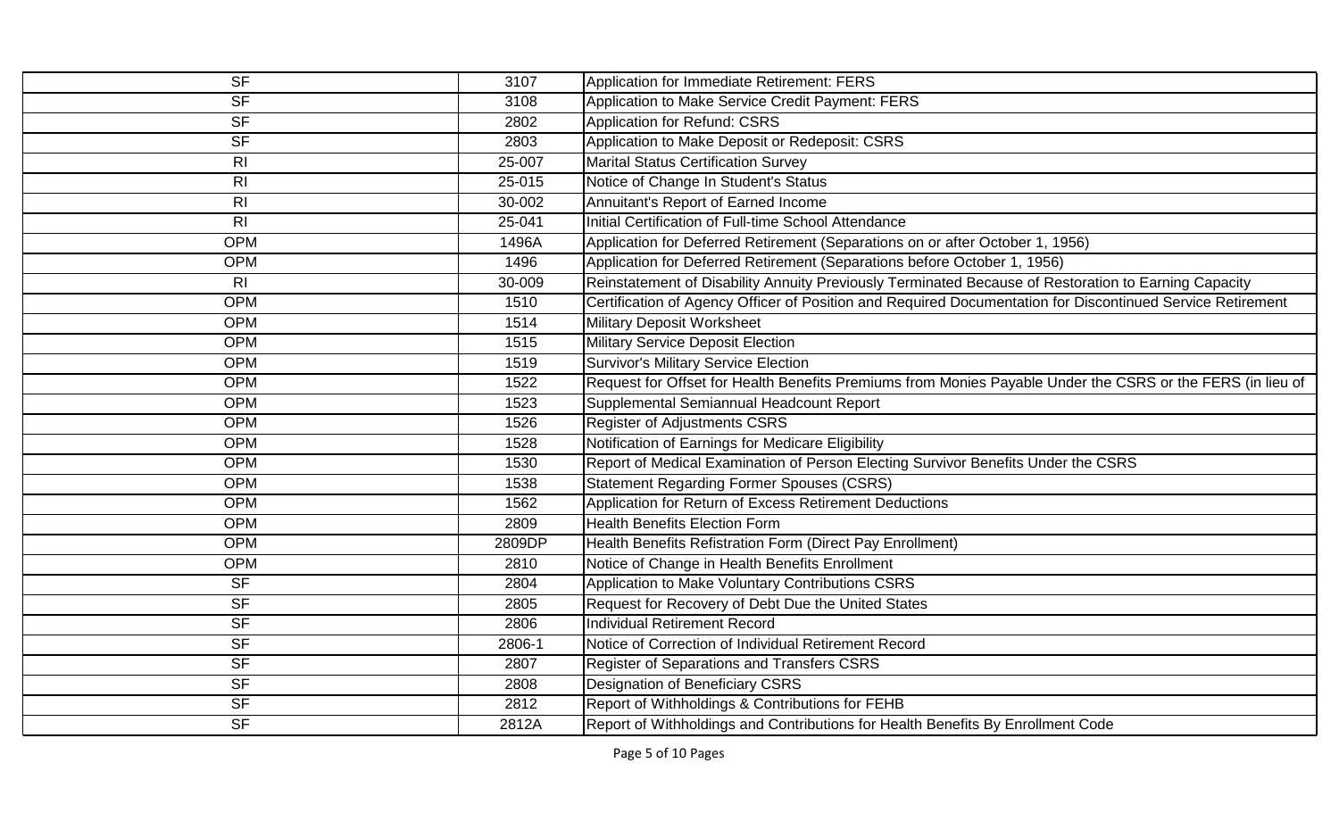| | | |
|---|---|---|
| SF | 3107 | Application for Immediate Retirement: FERS |
| SF | 3108 | Application to Make Service Credit Payment: FERS |
| SF | 2802 | Application for Refund: CSRS |
| SF | 2803 | Application to Make Deposit or Redeposit: CSRS |
| RI | 25-007 | Marital Status Certification Survey |
| RI | 25-015 | Notice of Change In Student's Status |
| RI | 30-002 | Annuitant's Report of Earned Income |
| RI | 25-041 | Initial Certification of Full-time School Attendance |
| OPM | 1496A | Application for Deferred Retirement (Separations on or after October 1, 1956) |
| OPM | 1496 | Application for Deferred Retirement (Separations before October 1, 1956) |
| RI | 30-009 | Reinstatement of Disability Annuity Previously Terminated Because of Restoration to Earning Capacity |
| OPM | 1510 | Certification of Agency Officer of Position and Required Documentation for Discontinued Service Retirement |
| OPM | 1514 | Military Deposit Worksheet |
| OPM | 1515 | Military Service Deposit Election |
| OPM | 1519 | Survivor's Military Service Election |
| OPM | 1522 | Request for Offset for Health Benefits Premiums from Monies Payable Under the CSRS or the FERS (in lieu of |
| OPM | 1523 | Supplemental Semiannual Headcount Report |
| OPM | 1526 | Register of Adjustments CSRS |
| OPM | 1528 | Notification of Earnings for Medicare Eligibility |
| OPM | 1530 | Report of Medical Examination of Person Electing Survivor Benefits Under the CSRS |
| OPM | 1538 | Statement Regarding Former Spouses (CSRS) |
| OPM | 1562 | Application for Return of Excess Retirement Deductions |
| OPM | 2809 | Health Benefits Election Form |
| OPM | 2809DP | Health Benefits Refistration Form (Direct Pay Enrollment) |
| OPM | 2810 | Notice of Change in Health Benefits Enrollment |
| SF | 2804 | Application to Make Voluntary Contributions CSRS |
| SF | 2805 | Request for Recovery of Debt Due the United States |
| SF | 2806 | Individual Retirement Record |
| SF | 2806-1 | Notice of Correction of Individual Retirement Record |
| SF | 2807 | Register of Separations and Transfers CSRS |
| SF | 2808 | Designation of Beneficiary CSRS |
| SF | 2812 | Report of Withholdings & Contributions for FEHB |
| SF | 2812A | Report of Withholdings and Contributions for Health Benefits By Enrollment Code |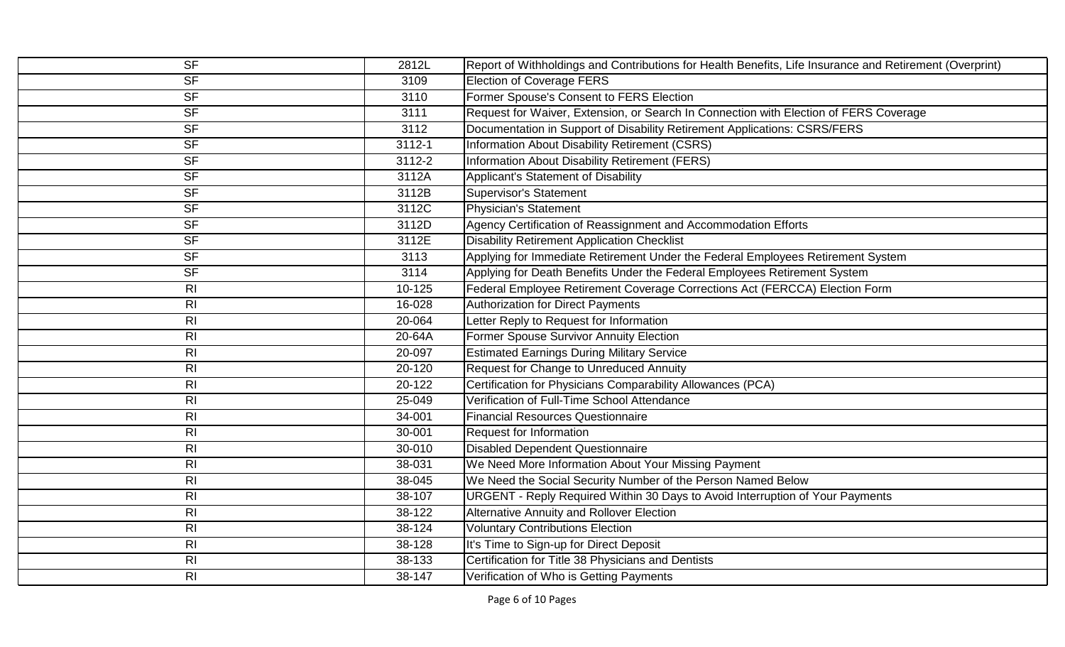| | | |
|---|---|---|
| SF | 2812L | Report of Withholdings and Contributions for Health Benefits, Life Insurance and Retirement (Overprint) |
| SF | 3109 | Election of Coverage FERS |
| SF | 3110 | Former Spouse's Consent to FERS Election |
| SF | 3111 | Request for Waiver, Extension, or Search In Connection with Election of FERS Coverage |
| SF | 3112 | Documentation in Support of Disability Retirement Applications: CSRS/FERS |
| SF | 3112-1 | Information About Disability Retirement (CSRS) |
| SF | 3112-2 | Information About Disability Retirement (FERS) |
| SF | 3112A | Applicant's Statement of Disability |
| SF | 3112B | Supervisor's Statement |
| SF | 3112C | Physician's Statement |
| SF | 3112D | Agency Certification of Reassignment and Accommodation Efforts |
| SF | 3112E | Disability Retirement Application Checklist |
| SF | 3113 | Applying for Immediate Retirement Under the Federal Employees Retirement System |
| SF | 3114 | Applying for Death Benefits Under the Federal Employees Retirement System |
| RI | 10-125 | Federal Employee Retirement Coverage Corrections Act (FERCCA) Election Form |
| RI | 16-028 | Authorization for Direct Payments |
| RI | 20-064 | Letter Reply to Request for Information |
| RI | 20-64A | Former Spouse Survivor Annuity Election |
| RI | 20-097 | Estimated Earnings During Military Service |
| RI | 20-120 | Request for Change to Unreduced Annuity |
| RI | 20-122 | Certification for Physicians Comparability Allowances (PCA) |
| RI | 25-049 | Verification of Full-Time School Attendance |
| RI | 34-001 | Financial Resources Questionnaire |
| RI | 30-001 | Request for Information |
| RI | 30-010 | Disabled Dependent Questionnaire |
| RI | 38-031 | We Need More Information About Your Missing Payment |
| RI | 38-045 | We Need the Social Security Number of the Person Named Below |
| RI | 38-107 | URGENT - Reply Required Within 30 Days to Avoid Interruption of Your Payments |
| RI | 38-122 | Alternative Annuity and Rollover Election |
| RI | 38-124 | Voluntary Contributions Election |
| RI | 38-128 | It's Time to Sign-up for Direct Deposit |
| RI | 38-133 | Certification for Title 38 Physicians and Dentists |
| RI | 38-147 | Verification of Who is Getting Payments |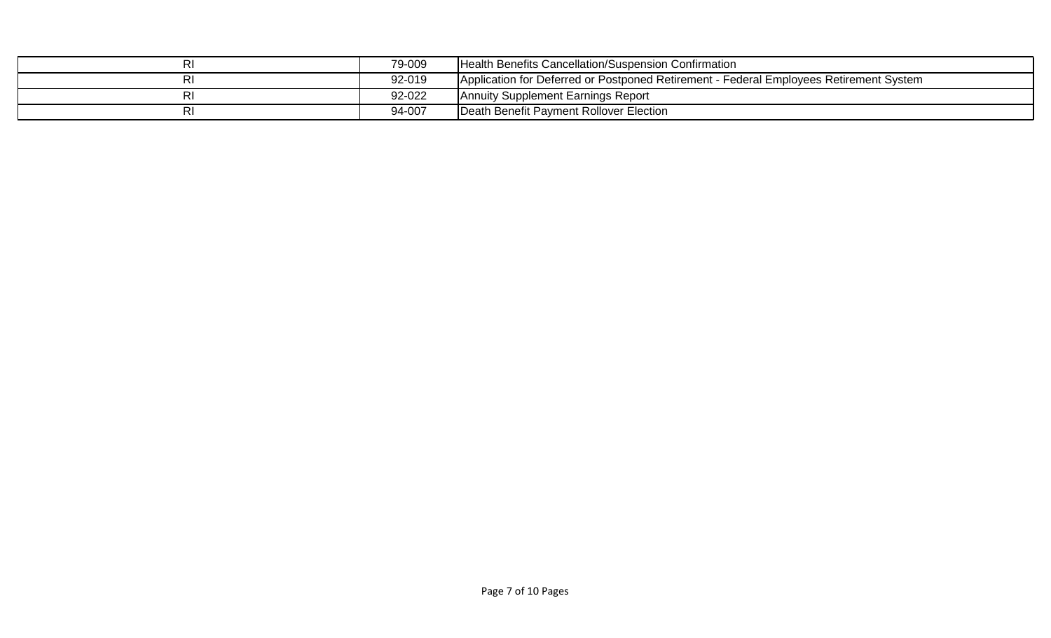| | | |
|---|---|---|
| RI | 79-009 | Health Benefits Cancellation/Suspension Confirmation |
| RI | 92-019 | Application for Deferred or Postponed Retirement - Federal Employees Retirement System |
| RI | 92-022 | Annuity Supplement Earnings Report |
| RI | 94-007 | Death Benefit Payment Rollover Election |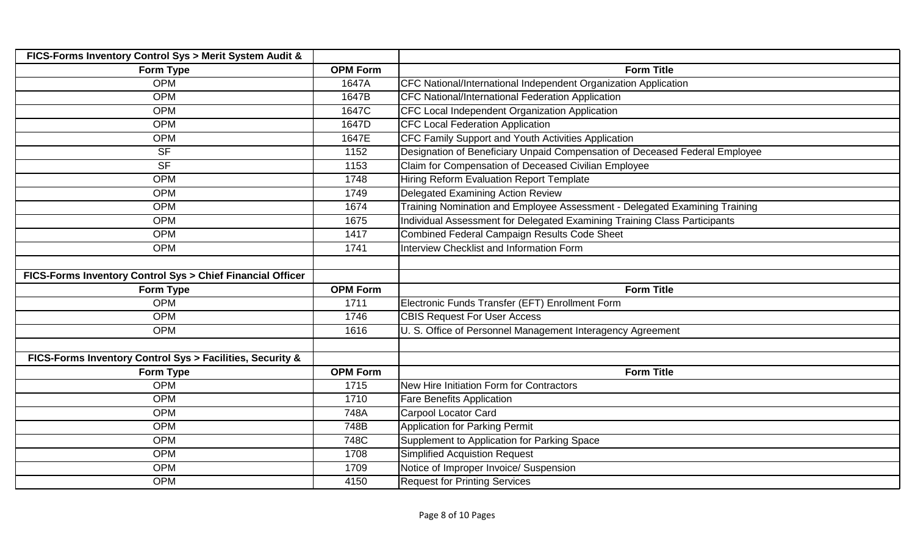| FICS-Forms Inventory Control Sys > Merit System Audit & | | |
|---|---|---|
| **Form Type** | **OPM Form** | **Form Title** |
| OPM | 1647A | CFC National/International Independent Organization Application |
| OPM | 1647B | CFC National/International Federation Application |
| OPM | 1647C | CFC Local Independent Organization Application |
| OPM | 1647D | CFC Local Federation Application |
| OPM | 1647E | CFC Family Support and Youth Activities Application |
| SF | 1152 | Designation of Beneficiary Unpaid Compensation of Deceased Federal Employee |
| SF | 1153 | Claim for Compensation of Deceased Civilian Employee |
| OPM | 1748 | Hiring Reform Evaluation Report Template |
| OPM | 1749 | Delegated Examining Action Review |
| OPM | 1674 | Training Nomination and Employee Assessment - Delegated Examining Training |
| OPM | 1675 | Individual Assessment for Delegated Examining Training Class Participants |
| OPM | 1417 | Combined Federal Campaign Results Code Sheet |
| OPM | 1741 | Interview Checklist and Information Form |

| FICS-Forms Inventory Control Sys > Chief Financial Officer | | |
|---|---|---|
| **Form Type** | **OPM Form** | **Form Title** |
| OPM | 1711 | Electronic Funds Transfer (EFT) Enrollment Form |
| OPM | 1746 | CBIS Request For User Access |
| OPM | 1616 | U. S. Office of Personnel Management Interagency Agreement |

| FICS-Forms Inventory Control Sys > Facilities, Security & | | |
|---|---|---|
| **Form Type** | **OPM Form** | **Form Title** |
| OPM | 1715 | New Hire Initiation Form for Contractors |
| OPM | 1710 | Fare Benefits Application |
| OPM | 748A | Carpool Locator Card |
| OPM | 748B | Application for Parking Permit |
| OPM | 748C | Supplement to Application for Parking Space |
| OPM | 1708 | Simplified Acquistion Request |
| OPM | 1709 | Notice of Improper Invoice/ Suspension |
| OPM | 4150 | Request for Printing Services |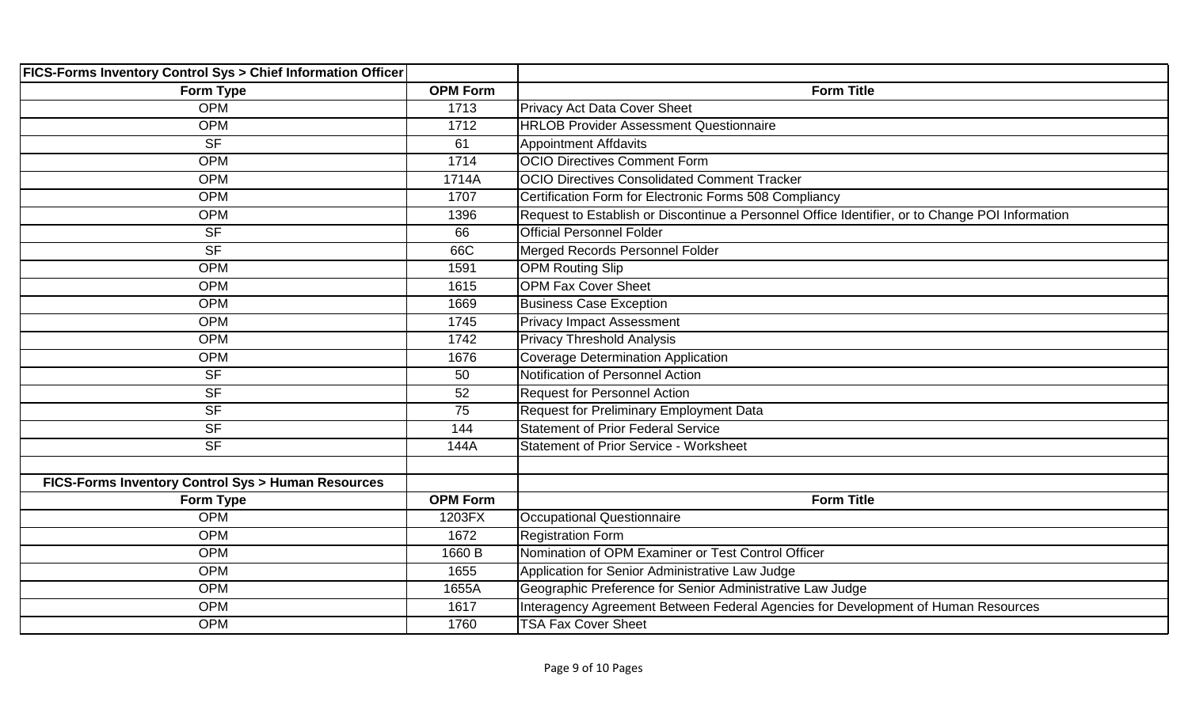| FICS-Forms Inventory Control Sys > Chief Information Officer | | |
|---|---|---|
| **Form Type** | **OPM Form** | **Form Title** |
| OPM | 1713 | Privacy Act Data Cover Sheet |
| OPM | 1712 | HRLOB Provider Assessment Questionnaire |
| SF | 61 | Appointment Affdavits |
| OPM | 1714 | OCIO Directives Comment Form |
| OPM | 1714A | OCIO Directives Consolidated Comment Tracker |
| OPM | 1707 | Certification Form for Electronic Forms 508 Compliancy |
| OPM | 1396 | Request to Establish or Discontinue a Personnel Office Identifier, or to Change POI Information |
| SF | 66 | Official Personnel Folder |
| SF | 66C | Merged Records Personnel Folder |
| OPM | 1591 | OPM Routing Slip |
| OPM | 1615 | OPM Fax Cover Sheet |
| OPM | 1669 | Business Case Exception |
| OPM | 1745 | Privacy Impact Assessment |
| OPM | 1742 | Privacy Threshold Analysis |
| OPM | 1676 | Coverage Determination Application |
| SF | 50 | Notification of Personnel Action |
| SF | 52 | Request for Personnel Action |
| SF | 75 | Request for Preliminary Employment Data |
| SF | 144 | Statement of Prior Federal Service |
| SF | 144A | Statement of Prior Service - Worksheet |

| FICS-Forms Inventory Control Sys > Human Resources | | |
|---|---|---|
| **Form Type** | **OPM Form** | **Form Title** |
| OPM | 1203FX | Occupational Questionnaire |
| OPM | 1672 | Registration Form |
| OPM | 1660 B | Nomination of OPM Examiner or Test Control Officer |
| OPM | 1655 | Application for Senior Administrative Law Judge |
| OPM | 1655A | Geographic Preference for Senior Administrative Law Judge |
| OPM | 1617 | Interagency Agreement Between Federal Agencies for Development of Human Resources |
| OPM | 1760 | TSA Fax Cover Sheet |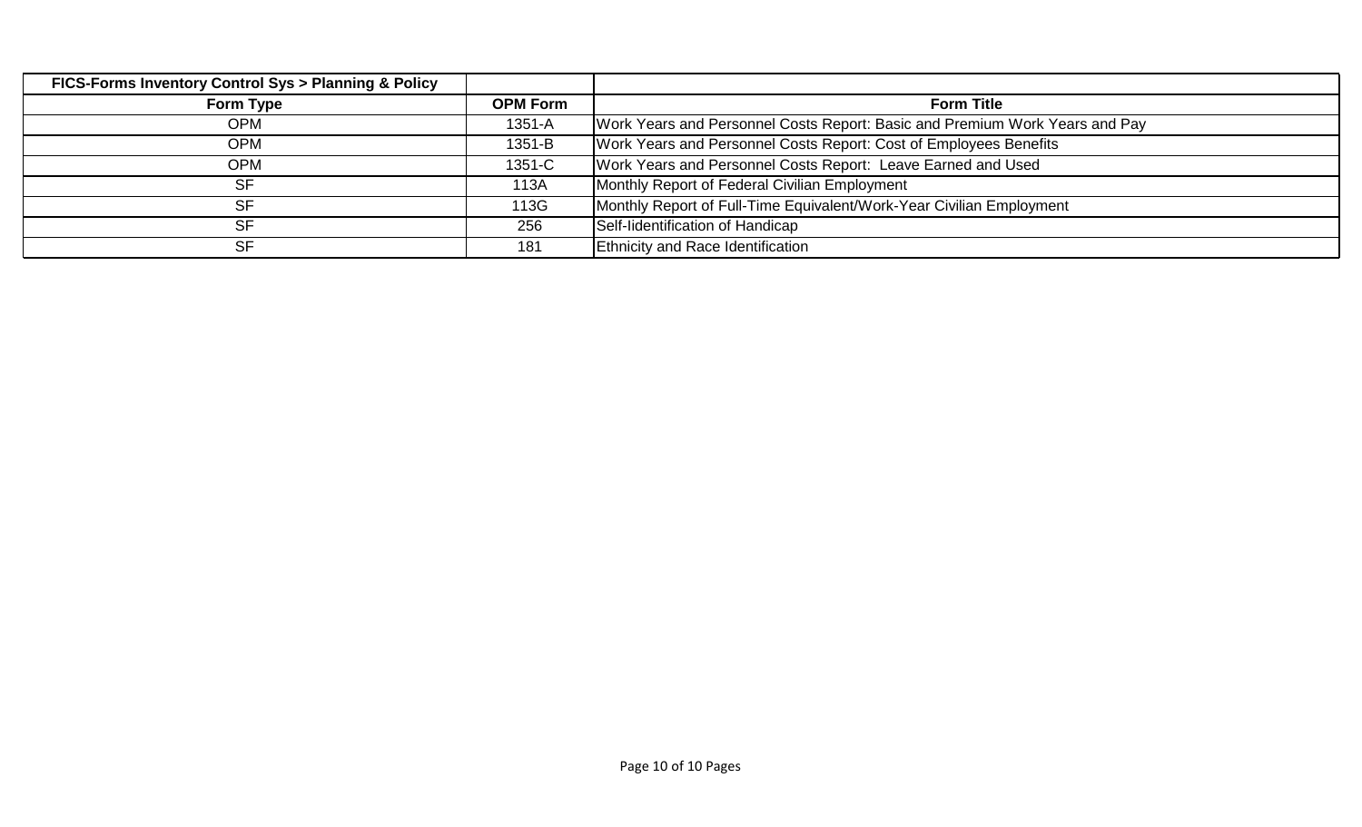| FICS-Forms Inventory Control Sys > Planning & Policy | | |
|---|---|---|
| **Form Type** | **OPM Form** | **Form Title** |
| OPM | 1351-A | Work Years and Personnel Costs Report: Basic and Premium Work Years and Pay |
| OPM | 1351-B | Work Years and Personnel Costs Report: Cost of Employees Benefits |
| OPM | 1351-C | Work Years and Personnel Costs Report: Leave Earned and Used |
| SF | 113A | Monthly Report of Federal Civilian Employment |
| SF | 113G | Monthly Report of Full-Time Equivalent/Work-Year Civilian Employment |
| SF | 256 | Self-Iidentification of Handicap |
| SF | 181 | Ethnicity and Race Identification |